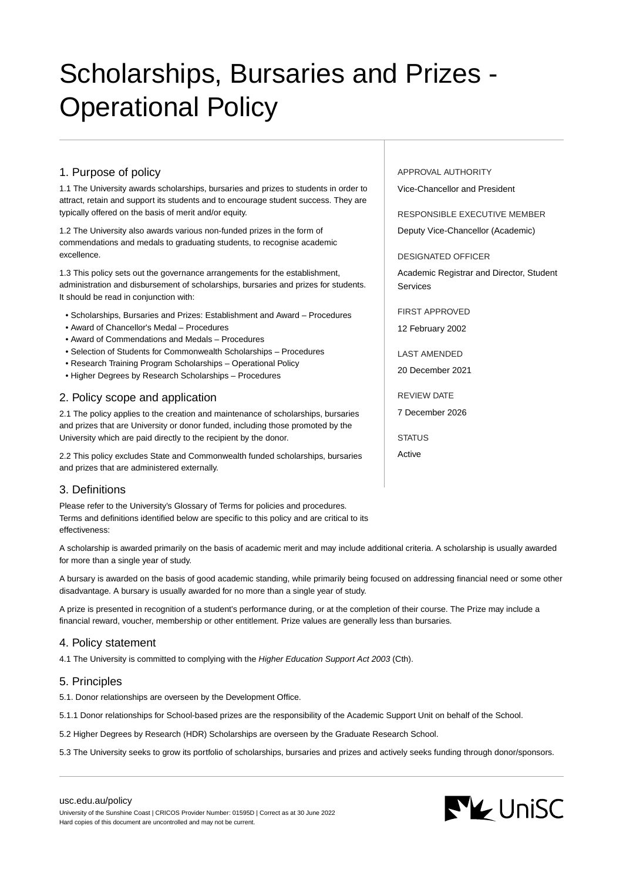# Scholarships, Bursaries and Prizes - Operational Policy

## 1. Purpose of policy

1.1 The University awards scholarships, bursaries and prizes to students in order to attract, retain and support its students and to encourage student success. They are typically offered on the basis of merit and/or equity.

1.2 The University also awards various non-funded prizes in the form of commendations and medals to graduating students, to recognise academic excellence.

1.3 This policy sets out the governance arrangements for the establishment, administration and disbursement of scholarships, bursaries and prizes for students. It should be read in conjunction with:

- Scholarships, Bursaries and Prizes: Establishment and Award – Procedures
- Award of Chancellor's Medal – Procedures
- Award of Commendations and Medals – Procedures
- Selection of Students for Commonwealth Scholarships – Procedures
- Research Training Program Scholarships – Operational Policy
- Higher Degrees by Research Scholarships – Procedures

## 2. Policy scope and application

2.1 The policy applies to the creation and maintenance of scholarships, bursaries and prizes that are University or donor funded, including those promoted by the University which are paid directly to the recipient by the donor.

2.2 This policy excludes State and Commonwealth funded scholarships, bursaries and prizes that are administered externally.

APPROVAL AUTHORITY

Vice-Chancellor and President

RESPONSIBLE EXECUTIVE MEMBER

Deputy Vice-Chancellor (Academic)

DESIGNATED OFFICER

Academic Registrar and Director, Student Services

FIRST APPROVED

12 February 2002

LAST AMENDED

20 December 2021

REVIEW DATE

7 December 2026

STATUS

Active

## 3. Definitions

Please refer to the University's Glossary of Terms for policies and procedures. Terms and definitions identified below are specific to this policy and are critical to its effectiveness:

A scholarship is awarded primarily on the basis of academic merit and may include additional criteria. A scholarship is usually awarded for more than a single year of study.

A bursary is awarded on the basis of good academic standing, while primarily being focused on addressing financial need or some other disadvantage. A bursary is usually awarded for no more than a single year of study.

A prize is presented in recognition of a student's performance during, or at the completion of their course. The Prize may include a financial reward, voucher, membership or other entitlement. Prize values are generally less than bursaries.

## 4. Policy statement

4.1 The University is committed to complying with the *Higher Education Support Act 2003* (Cth).

## 5. Principles

5.1. Donor relationships are overseen by the Development Office.

5.1.1 Donor relationships for School-based prizes are the responsibility of the Academic Support Unit on behalf of the School.

5.2 Higher Degrees by Research (HDR) Scholarships are overseen by the Graduate Research School.

5.3 The University seeks to grow its portfolio of scholarships, bursaries and prizes and actively seeks funding through donor/sponsors.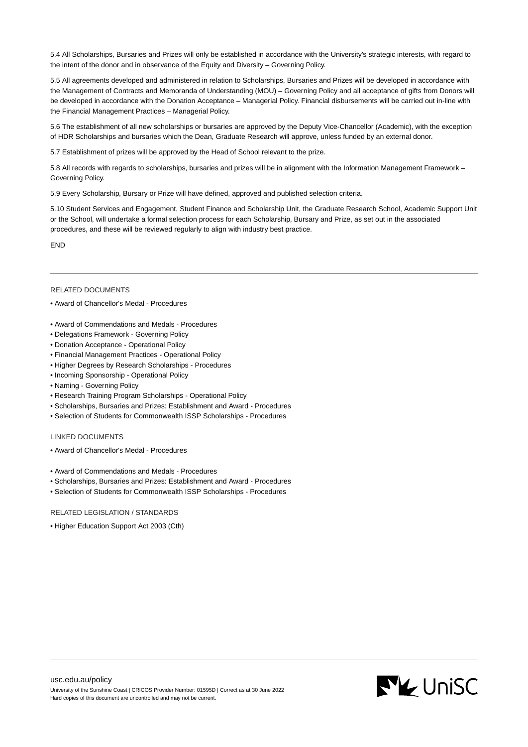5.4 All Scholarships, Bursaries and Prizes will only be established in accordance with the University's strategic interests, with regard to the intent of the donor and in observance of the Equity and Diversity – Governing Policy.

5.5 All agreements developed and administered in relation to Scholarships, Bursaries and Prizes will be developed in accordance with the Management of Contracts and Memoranda of Understanding (MOU) – Governing Policy and all acceptance of gifts from Donors will be developed in accordance with the Donation Acceptance – Managerial Policy. Financial disbursements will be carried out in-line with the Financial Management Practices – Managerial Policy.

5.6 The establishment of all new scholarships or bursaries are approved by the Deputy Vice-Chancellor (Academic), with the exception of HDR Scholarships and bursaries which the Dean, Graduate Research will approve, unless funded by an external donor.

5.7 Establishment of prizes will be approved by the Head of School relevant to the prize.

5.8 All records with regards to scholarships, bursaries and prizes will be in alignment with the Information Management Framework – Governing Policy.

5.9 Every Scholarship, Bursary or Prize will have defined, approved and published selection criteria.

5.10 Student Services and Engagement, Student Finance and Scholarship Unit, the Graduate Research School, Academic Support Unit or the School, will undertake a formal selection process for each Scholarship, Bursary and Prize, as set out in the associated procedures, and these will be reviewed regularly to align with industry best practice.

END

---

RELATED DOCUMENTS

- Award of Chancellor's Medal - Procedures
- Award of Commendations and Medals - Procedures
- Delegations Framework - Governing Policy
- Donation Acceptance - Operational Policy
- Financial Management Practices - Operational Policy
- Higher Degrees by Research Scholarships - Procedures
- Incoming Sponsorship - Operational Policy
- Naming - Governing Policy
- Research Training Program Scholarships - Operational Policy
- Scholarships, Bursaries and Prizes: Establishment and Award - Procedures
- Selection of Students for Commonwealth ISSP Scholarships - Procedures

LINKED DOCUMENTS

- Award of Chancellor's Medal - Procedures
- Award of Commendations and Medals - Procedures
- Scholarships, Bursaries and Prizes: Establishment and Award - Procedures
- Selection of Students for Commonwealth ISSP Scholarships - Procedures

RELATED LEGISLATION / STANDARDS

- Higher Education Support Act 2003 (Cth)